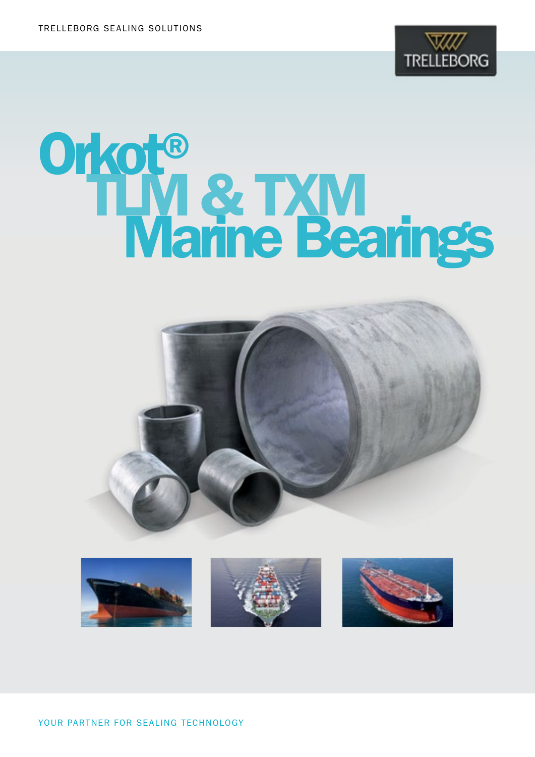TRELLEBORG SEALING SOLUTIONS

TRELLEBORG

# Orkot® TLM & TXM Marine Bearings

YOUR PARTNER FOR SEALING TECHNOLOGY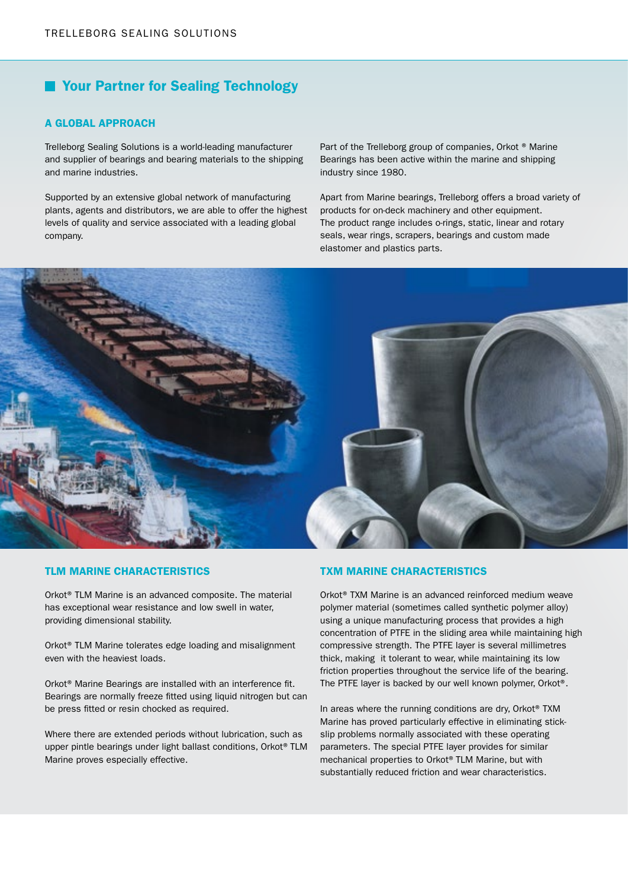## Your Partner for Sealing Technology

### A GLOBAL APPROACH

Trelleborg Sealing Solutions is a world-leading manufacturer and supplier of bearings and bearing materials to the shipping and marine industries.

Supported by an extensive global network of manufacturing plants, agents and distributors, we are able to offer the highest levels of quality and service associated with a leading global company.

Part of the Trelleborg group of companies, Orkot ® Marine Bearings has been active within the marine and shipping industry since 1980.

Apart from Marine bearings, Trelleborg offers a broad variety of products for on-deck machinery and other equipment. The product range includes o-rings, static, linear and rotary seals, wear rings, scrapers, bearings and custom made elastomer and plastics parts.

### TLM MARINE CHARACTERISTICS

Orkot® TLM Marine is an advanced composite. The material has exceptional wear resistance and low swell in water, providing dimensional stability.

Orkot® TLM Marine tolerates edge loading and misalignment even with the heaviest loads.

Orkot® Marine Bearings are installed with an interference fit. Bearings are normally freeze fitted using liquid nitrogen but can be press fitted or resin chocked as required.

Where there are extended periods without lubrication, such as upper pintle bearings under light ballast conditions, Orkot® TLM Marine proves especially effective.

### TXM MARINE CHARACTERISTICS

Orkot® TXM Marine is an advanced reinforced medium weave polymer material (sometimes called synthetic polymer alloy) using a unique manufacturing process that provides a high concentration of PTFE in the sliding area while maintaining high compressive strength. The PTFE layer is several millimetres thick, making it tolerant to wear, while maintaining its low friction properties throughout the service life of the bearing. The PTFE layer is backed by our well known polymer, Orkot®.

In areas where the running conditions are dry, Orkot® TXM Marine has proved particularly effective in eliminating stick-slip problems normally associated with these operating parameters. The special PTFE layer provides for similar mechanical properties to Orkot® TLM Marine, but with substantially reduced friction and wear characteristics.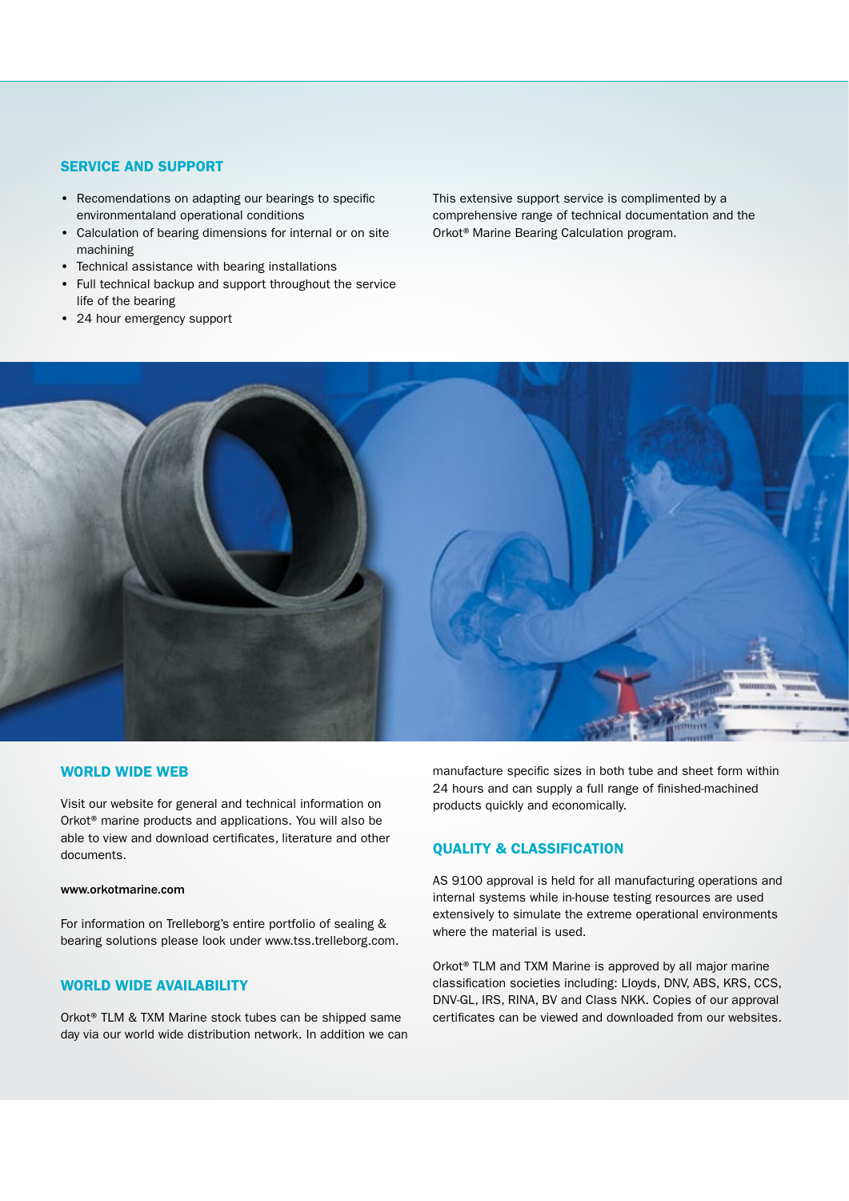## SERVICE AND SUPPORT

- Recomendations on adapting our bearings to specific environmentaland operational conditions
- Calculation of bearing dimensions for internal or on site machining
- Technical assistance with bearing installations
- Full technical backup and support throughout the service life of the bearing
- 24 hour emergency support

This extensive support service is complimented by a comprehensive range of technical documentation and the Orkot® Marine Bearing Calculation program.

## WORLD WIDE WEB

Visit our website for general and technical information on Orkot® marine products and applications. You will also be able to view and download certificates, literature and other documents.

www.orkotmarine.com

For information on Trelleborg's entire portfolio of sealing & bearing solutions please look under www.tss.trelleborg.com.

## WORLD WIDE AVAILABILITY

Orkot® TLM & TXM Marine stock tubes can be shipped same day via our world wide distribution network. In addition we can manufacture specific sizes in both tube and sheet form within 24 hours and can supply a full range of finished-machined products quickly and economically.

## QUALITY & CLASSIFICATION

AS 9100 approval is held for all manufacturing operations and internal systems while in-house testing resources are used extensively to simulate the extreme operational environments where the material is used.

Orkot® TLM and TXM Marine is approved by all major marine classification societies including: Lloyds, DNV, ABS, KRS, CCS, DNV-GL, IRS, RINA, BV and Class NKK. Copies of our approval certificates can be viewed and downloaded from our websites.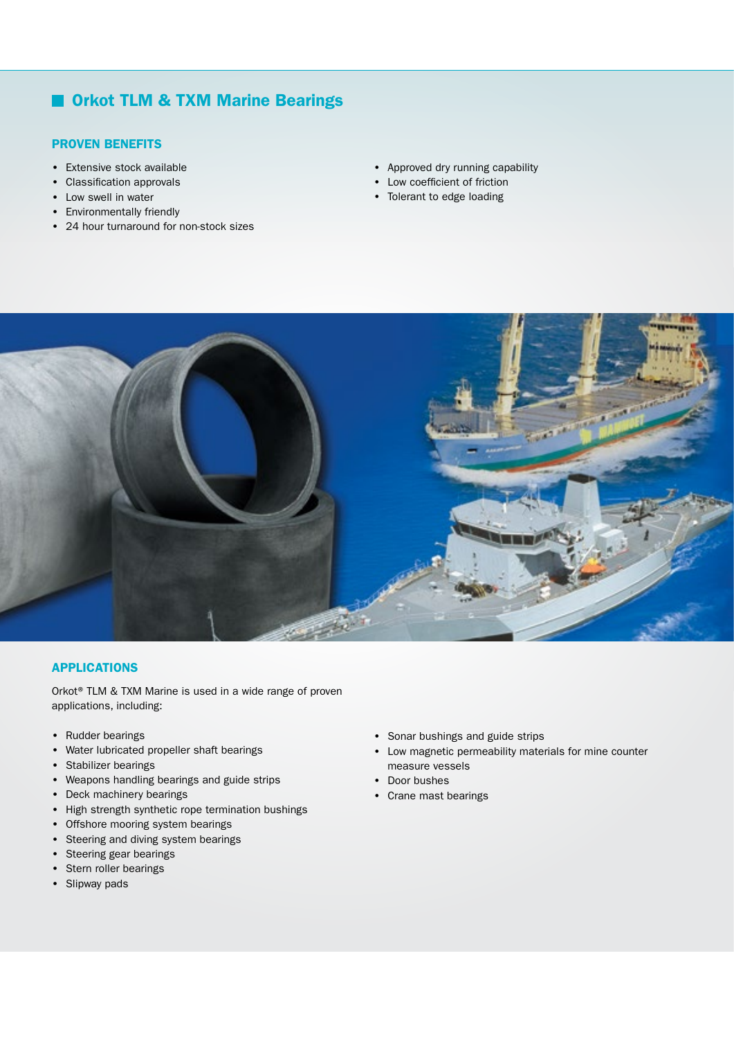## Orkot TLM & TXM Marine Bearings

### PROVEN BENEFITS

- Extensive stock available
- Classification approvals
- Low swell in water
- Environmentally friendly
- 24 hour turnaround for non-stock sizes
- Approved dry running capability
- Low coefficient of friction
- Tolerant to edge loading

### APPLICATIONS

Orkot® TLM & TXM Marine is used in a wide range of proven applications, including:

- Rudder bearings
- Water lubricated propeller shaft bearings
- Stabilizer bearings
- Weapons handling bearings and guide strips
- Deck machinery bearings
- High strength synthetic rope termination bushings
- Offshore mooring system bearings
- Steering and diving system bearings
- Steering gear bearings
- Stern roller bearings
- Slipway pads
- Sonar bushings and guide strips
- Low magnetic permeability materials for mine counter measure vessels
- Door bushes
- Crane mast bearings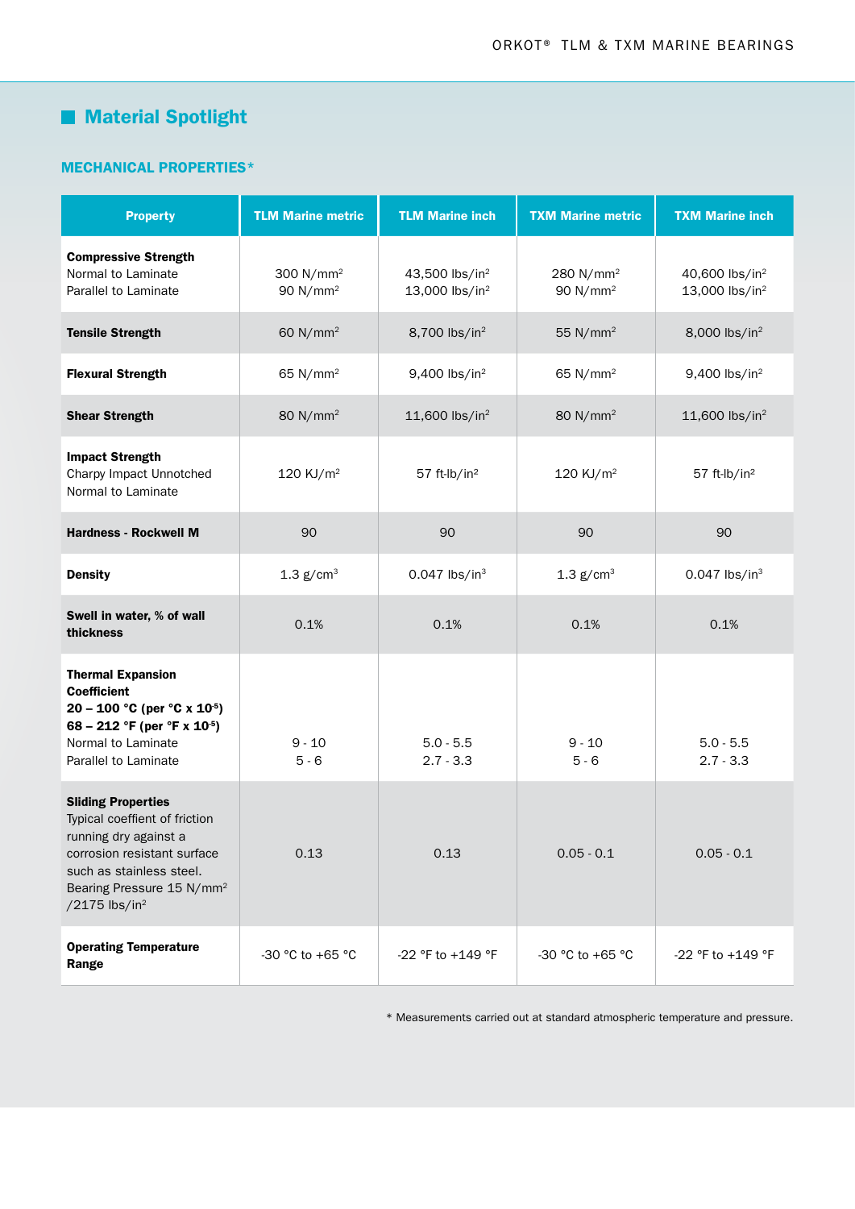## Material Spotlight

### MECHANICAL PROPERTIES*

| Property | TLM Marine metric | TLM Marine inch | TXM Marine metric | TXM Marine inch |
|---|---|---|---|---|
| **Compressive Strength**<br>Normal to Laminate<br>Parallel to Laminate | 300 N/mm²<br>90 N/mm² | 43,500 lbs/in²<br>13,000 lbs/in² | 280 N/mm²<br>90 N/mm² | 40,600 lbs/in²<br>13,000 lbs/in² |
| **Tensile Strength** | 60 N/mm² | 8,700 lbs/in² | 55 N/mm² | 8,000 lbs/in² |
| **Flexural Strength** | 65 N/mm² | 9,400 lbs/in² | 65 N/mm² | 9,400 lbs/in² |
| **Shear Strength** | 80 N/mm² | 11,600 lbs/in² | 80 N/mm² | 11,600 lbs/in² |
| **Impact Strength**<br>Charpy Impact Unnotched<br>Normal to Laminate | 120 KJ/m² | 57 ft-lb/in² | 120 KJ/m² | 57 ft-lb/in² |
| **Hardness - Rockwell M** | 90 | 90 | 90 | 90 |
| **Density** | 1.3 g/cm³ | 0.047 lbs/in³ | 1.3 g/cm³ | 0.047 lbs/in³ |
| **Swell in water, % of wall thickness** | 0.1% | 0.1% | 0.1% | 0.1% |
| **Thermal Expansion Coefficient**<br>**20 – 100 °C (per °C x $10^{-5}$)**<br>**68 – 212 °F (per °F x $10^{-5}$)**<br>Normal to Laminate<br>Parallel to Laminate | 9 - 10<br>5 - 6 | 5.0 - 5.5<br>2.7 - 3.3 | 9 - 10<br>5 - 6 | 5.0 - 5.5<br>2.7 - 3.3 |
| **Sliding Properties**<br>Typical coeffient of friction running dry against a corrosion resistant surface such as stainless steel. Bearing Pressure 15 N/mm² /2175 lbs/in² | 0.13 | 0.13 | 0.05 - 0.1 | 0.05 - 0.1 |
| **Operating Temperature Range** | -30 °C to +65 °C | -22 °F to +149 °F | -30 °C to +65 °C | -22 °F to +149 °F |

* Measurements carried out at standard atmospheric temperature and pressure.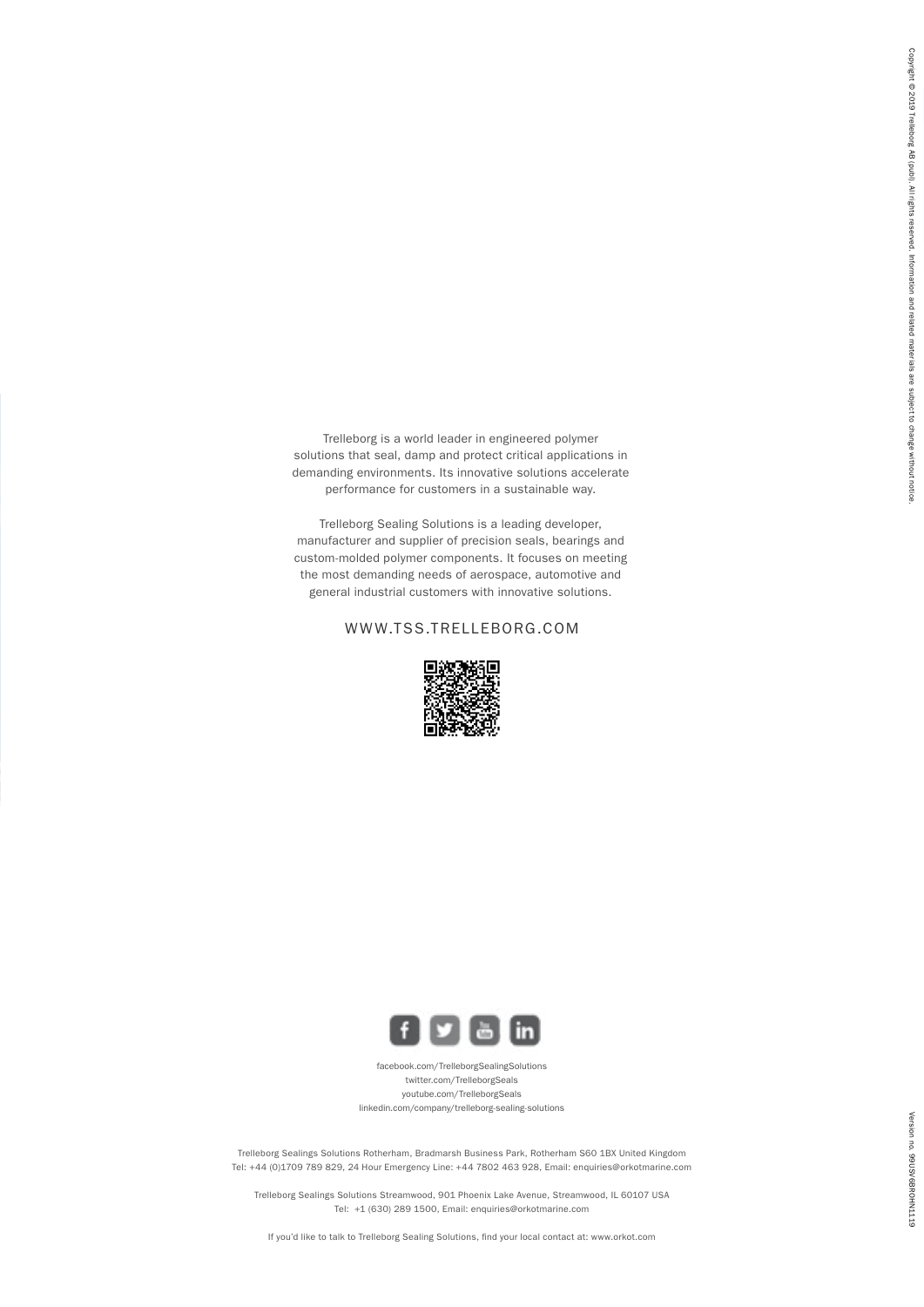Trelleborg is a world leader in engineered polymer solutions that seal, damp and protect critical applications in demanding environments. Its innovative solutions accelerate performance for customers in a sustainable way.

Trelleborg Sealing Solutions is a leading developer, manufacturer and supplier of precision seals, bearings and custom-molded polymer components. It focuses on meeting the most demanding needs of aerospace, automotive and general industrial customers with innovative solutions.

WWW.TSS.TRELLEBORG.COM

facebook.com/TrelleborgSealingSolutions
twitter.com/TrelleborgSeals
youtube.com/TrelleborgSeals
linkedin.com/company/trelleborg-sealing-solutions

Trelleborg Sealings Solutions Rotherham, Bradmarsh Business Park, Rotherham S60 1BX United Kingdom
Tel: +44 (0)1709 789 829, 24 Hour Emergency Line: +44 7802 463 928, Email: enquiries@orkotmarine.com

Trelleborg Sealings Solutions Streamwood, 901 Phoenix Lake Avenue, Streamwood, IL 60107 USA
Tel: +1 (630) 289 1500, Email: enquiries@orkotmarine.com

If you'd like to talk to Trelleborg Sealing Solutions, find your local contact at: www.orkot.com

Copyright © 2019 Trelleborg AB (publ). All rights reserved. Information and related materials are subject to change without notice.

Version no. 99USV6BROHN1119